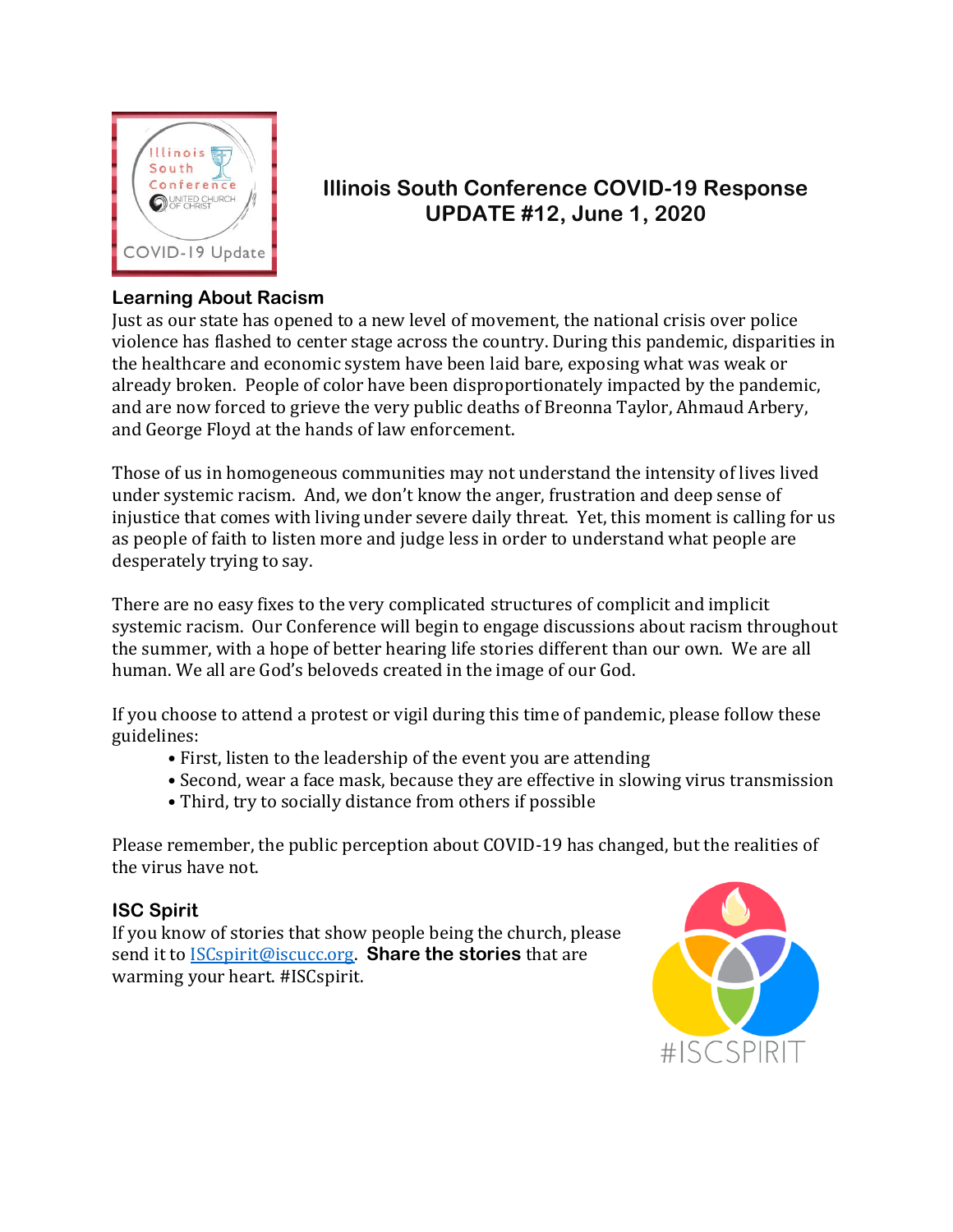# Illinois South Conference COVID-19 Response
## UPDATE #12, June 1, 2020

### Learning About Racism

Just as our state has opened to a new level of movement, the national crisis over police violence has flashed to center stage across the country. During this pandemic, disparities in the healthcare and economic system have been laid bare, exposing what was weak or already broken. People of color have been disproportionately impacted by the pandemic, and are now forced to grieve the very public deaths of Breonna Taylor, Ahmaud Arbery, and George Floyd at the hands of law enforcement.

Those of us in homogeneous communities may not understand the intensity of lives lived under systemic racism. And, we don't know the anger, frustration and deep sense of injustice that comes with living under severe daily threat. Yet, this moment is calling for us as people of faith to listen more and judge less in order to understand what people are desperately trying to say.

There are no easy fixes to the very complicated structures of complicit and implicit systemic racism. Our Conference will begin to engage discussions about racism throughout the summer, with a hope of better hearing life stories different than our own. We are all human. We all are God's beloveds created in the image of our God.

If you choose to attend a protest or vigil during this time of pandemic, please follow these guidelines:

- First, listen to the leadership of the event you are attending
- Second, wear a face mask, because they are effective in slowing virus transmission
- Third, try to socially distance from others if possible

Please remember, the public perception about COVID-19 has changed, but the realities of the virus have not.

### ISC Spirit

If you know of stories that show people being the church, please send it to ISCspirit@iscucc.org. **Share the stories** that are warming your heart. #ISCspirit.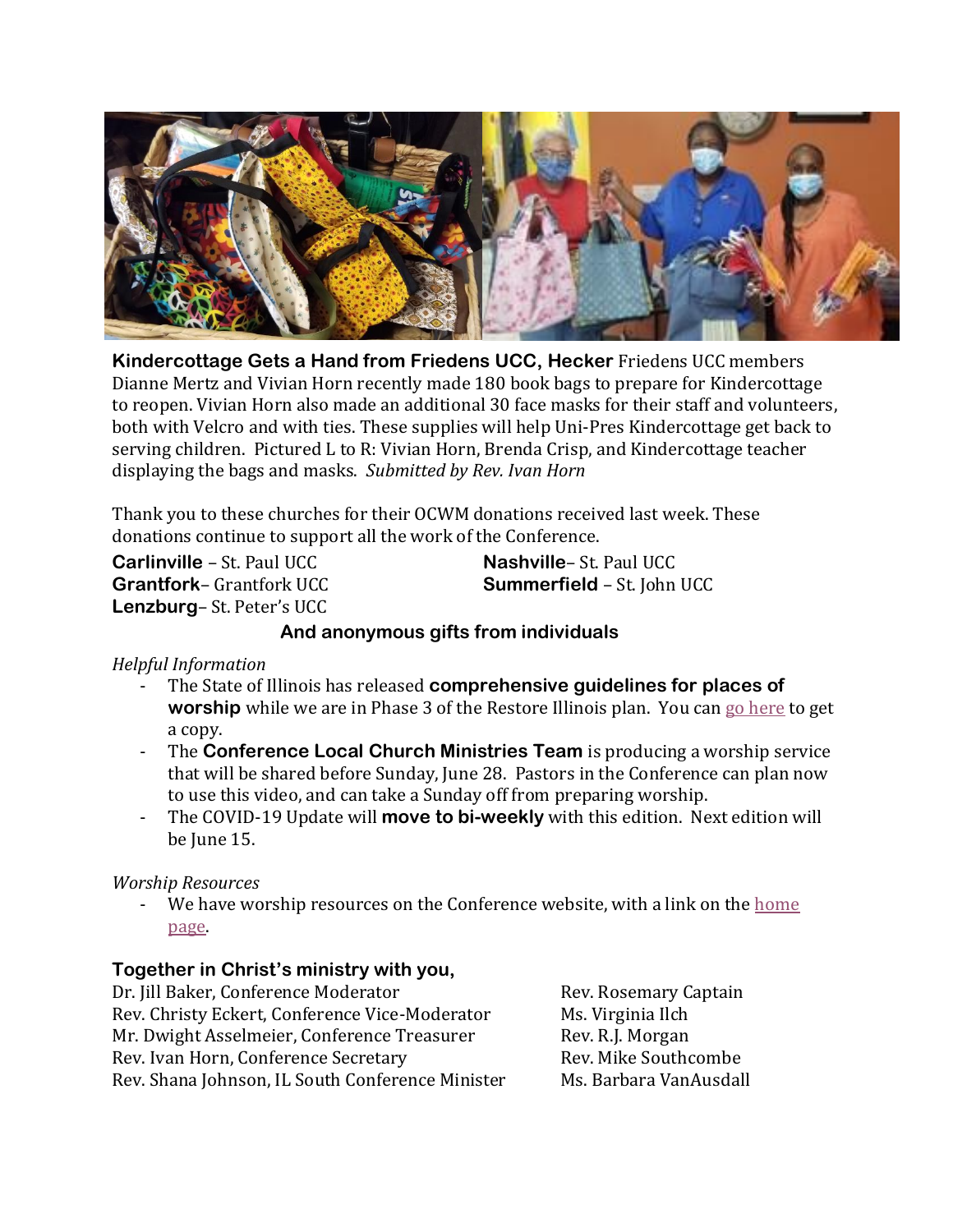**Kindercottage Gets a Hand from Friedens UCC, Hecker** Friedens UCC members Dianne Mertz and Vivian Horn recently made 180 book bags to prepare for Kindercottage to reopen. Vivian Horn also made an additional 30 face masks for their staff and volunteers, both with Velcro and with ties. These supplies will help Uni-Pres Kindercottage get back to serving children. Pictured L to R: Vivian Horn, Brenda Crisp, and Kindercottage teacher displaying the bags and masks. *Submitted by Rev. Ivan Horn*

Thank you to these churches for their OCWM donations received last week. These donations continue to support all the work of the Conference.

**Carlinville** – St. Paul UCC
**Grantfork**– Grantfork UCC
**Lenzburg**– St. Peter's UCC
**Nashville**– St. Paul UCC
**Summerfield** – St. John UCC

**And anonymous gifts from individuals**

*Helpful Information*

- The State of Illinois has released **comprehensive guidelines for places of worship** while we are in Phase 3 of the Restore Illinois plan. You can go here to get a copy.
- The **Conference Local Church Ministries Team** is producing a worship service that will be shared before Sunday, June 28. Pastors in the Conference can plan now to use this video, and can take a Sunday off from preparing worship.
- The COVID-19 Update will **move to bi-weekly** with this edition. Next edition will be June 15.

*Worship Resources*

- We have worship resources on the Conference website, with a link on the home page.

**Together in Christ's ministry with you,**

Dr. Jill Baker, Conference Moderator
Rev. Christy Eckert, Conference Vice-Moderator
Mr. Dwight Asselmeier, Conference Treasurer
Rev. Ivan Horn, Conference Secretary
Rev. Shana Johnson, IL South Conference Minister
Rev. Rosemary Captain
Ms. Virginia Ilch
Rev. R.J. Morgan
Rev. Mike Southcombe
Ms. Barbara VanAusdall